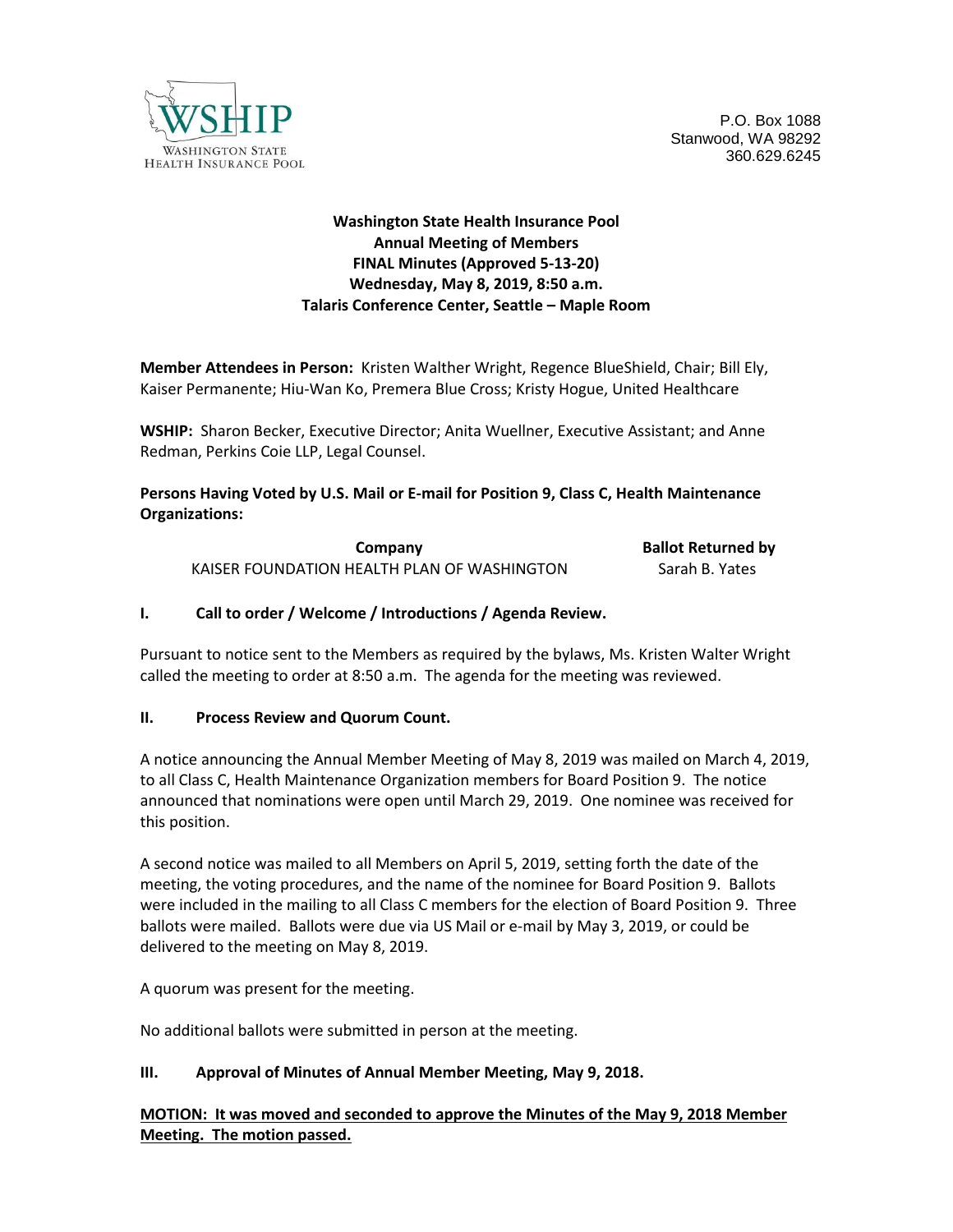WSHIP
WASHINGTON STATE
HEALTH INSURANCE POOL

P.O. Box 1088
Stanwood, WA 98292
360.629.6245

**Washington State Health Insurance Pool**
**Annual Meeting of Members**
**FINAL Minutes (Approved 5-13-20)**
**Wednesday, May 8, 2019, 8:50 a.m.**
**Talaris Conference Center, Seattle – Maple Room**

**Member Attendees in Person:** Kristen Walther Wright, Regence BlueShield, Chair; Bill Ely, Kaiser Permanente; Hiu-Wan Ko, Premera Blue Cross; Kristy Hogue, United Healthcare

**WSHIP:** Sharon Becker, Executive Director; Anita Wuellner, Executive Assistant; and Anne Redman, Perkins Coie LLP, Legal Counsel.

**Persons Having Voted by U.S. Mail or E-mail for Position 9, Class C, Health Maintenance Organizations:**

| Company | Ballot Returned by |
|---|---|
| KAISER FOUNDATION HEALTH PLAN OF WASHINGTON | Sarah B. Yates |

## I. Call to order / Welcome / Introductions / Agenda Review.

Pursuant to notice sent to the Members as required by the bylaws, Ms. Kristen Walter Wright called the meeting to order at 8:50 a.m. The agenda for the meeting was reviewed.

## II. Process Review and Quorum Count.

A notice announcing the Annual Member Meeting of May 8, 2019 was mailed on March 4, 2019, to all Class C, Health Maintenance Organization members for Board Position 9. The notice announced that nominations were open until March 29, 2019. One nominee was received for this position.

A second notice was mailed to all Members on April 5, 2019, setting forth the date of the meeting, the voting procedures, and the name of the nominee for Board Position 9. Ballots were included in the mailing to all Class C members for the election of Board Position 9. Three ballots were mailed. Ballots were due via US Mail or e-mail by May 3, 2019, or could be delivered to the meeting on May 8, 2019.

A quorum was present for the meeting.

No additional ballots were submitted in person at the meeting.

## III. Approval of Minutes of Annual Member Meeting, May 9, 2018.

**MOTION: It was moved and seconded to approve the Minutes of the May 9, 2018 Member Meeting. The motion passed.**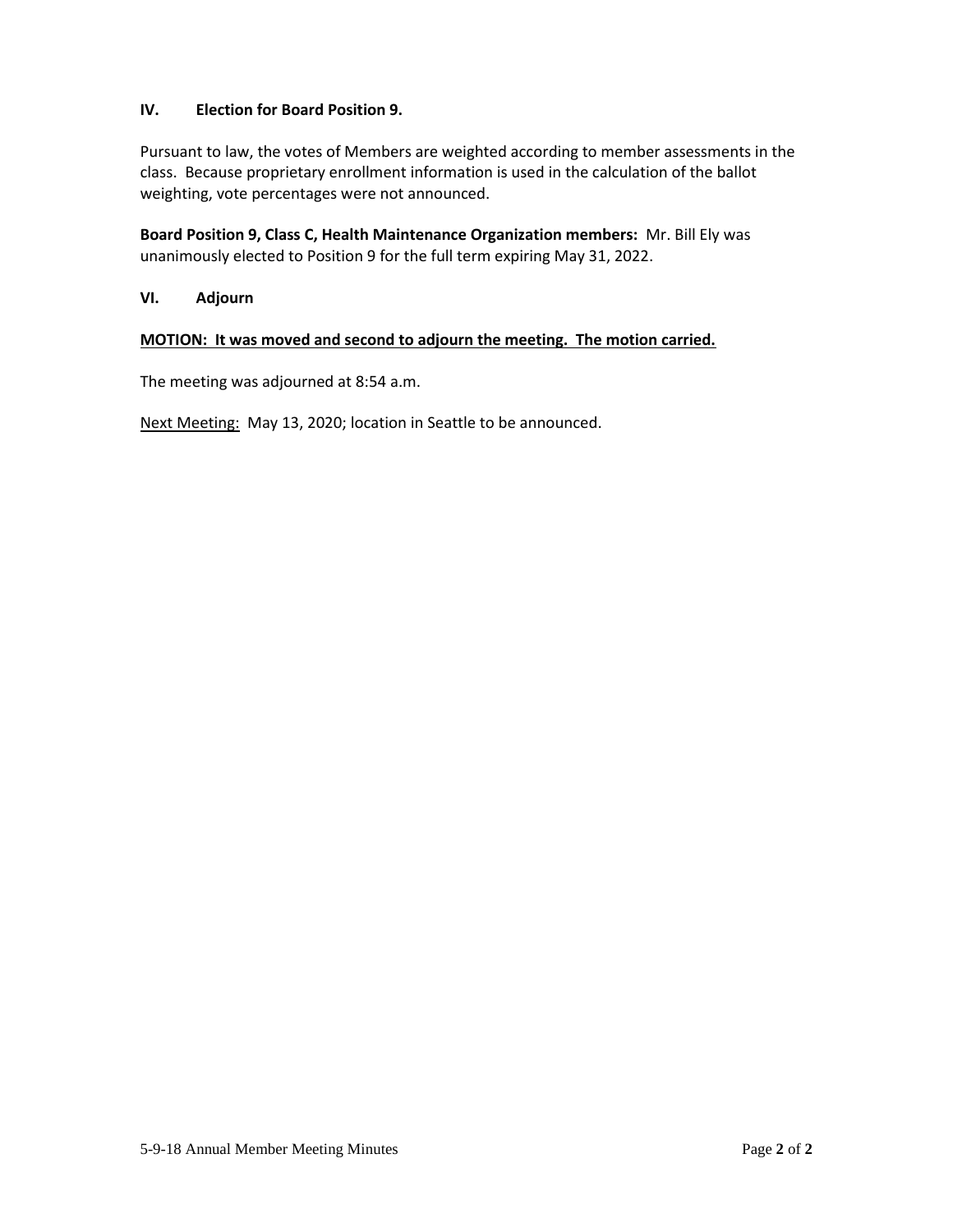## IV. Election for Board Position 9.

Pursuant to law, the votes of Members are weighted according to member assessments in the class. Because proprietary enrollment information is used in the calculation of the ballot weighting, vote percentages were not announced.

**Board Position 9, Class C, Health Maintenance Organization members:** Mr. Bill Ely was unanimously elected to Position 9 for the full term expiring May 31, 2022.

## VI. Adjourn

<u>**MOTION: It was moved and second to adjourn the meeting. The motion carried.**</u>

The meeting was adjourned at 8:54 a.m.

<u>Next Meeting:</u> May 13, 2020; location in Seattle to be announced.